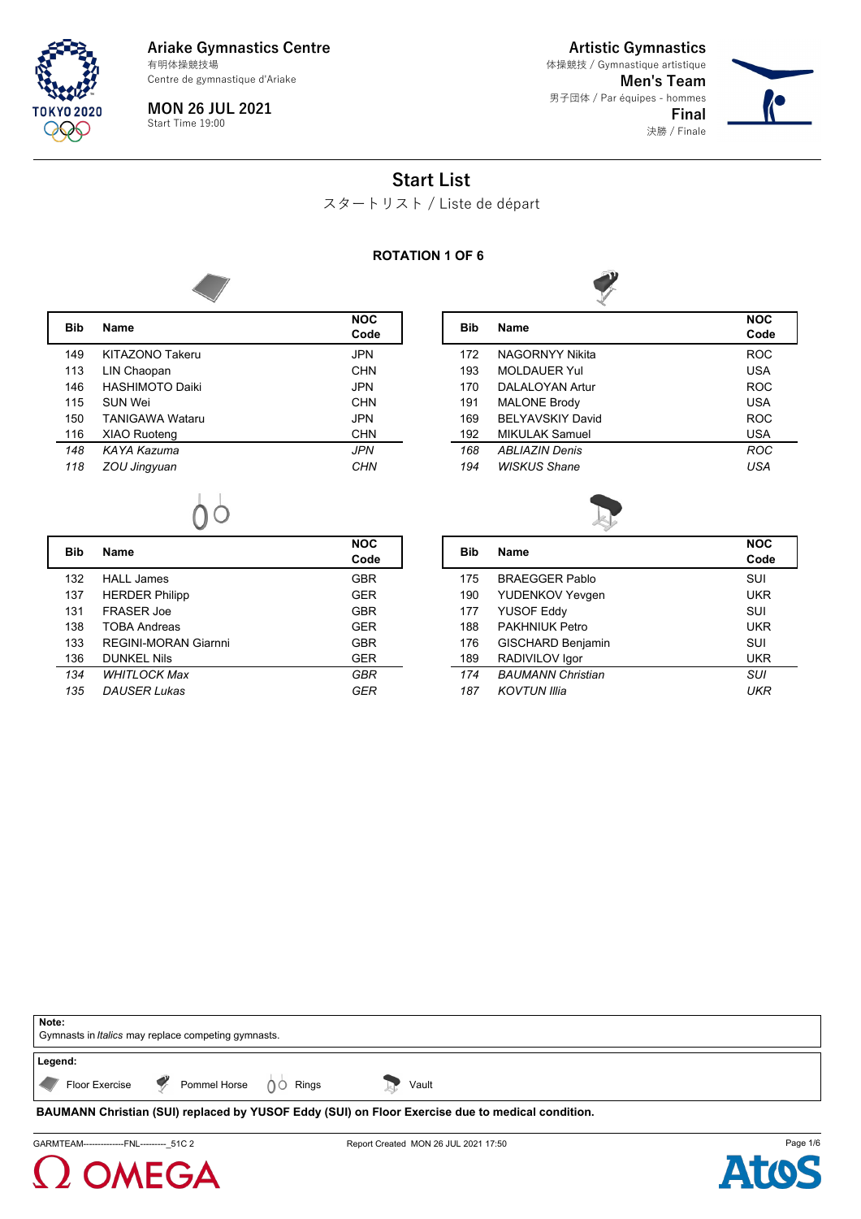**Ariake Gymnastics Centre**
有明体操競技場
Centre de gymnastique d'Ariake

**MON 26 JUL 2021**
Start Time 19:00

**Artistic Gymnastics**
体操競技 / Gymnastique artistique
**Men's Team**
男子団体 / Par équipes - hommes
**Final**
決勝 / Finale

# Start List

スタートリスト / Liste de départ

## ROTATION 1 OF 6

### Floor Exercise

| Bib | Name | NOC Code |
|---|---|---|
| 149 | KITAZONO Takeru | JPN |
| 113 | LIN Chaopan | CHN |
| 146 | HASHIMOTO Daiki | JPN |
| 115 | SUN Wei | CHN |
| 150 | TANIGAWA Wataru | JPN |
| 116 | XIAO Ruoteng | CHN |
| *148* | *KAYA Kazuma* | *JPN* |
| *118* | *ZOU Jingyuan* | *CHN* |

### Pommel Horse

| Bib | Name | NOC Code |
|---|---|---|
| 172 | NAGORNYY Nikita | ROC |
| 193 | MOLDAUER Yul | USA |
| 170 | DALALOYAN Artur | ROC |
| 191 | MALONE Brody | USA |
| 169 | BELYAVSKIY David | ROC |
| 192 | MIKULAK Samuel | USA |
| *168* | *ABLIAZIN Denis* | *ROC* |
| *194* | *WISKUS Shane* | *USA* |

### Rings

| Bib | Name | NOC Code |
|---|---|---|
| 132 | HALL James | GBR |
| 137 | HERDER Philipp | GER |
| 131 | FRASER Joe | GBR |
| 138 | TOBA Andreas | GER |
| 133 | REGINI-MORAN Giarnni | GBR |
| 136 | DUNKEL Nils | GER |
| *134* | *WHITLOCK Max* | *GBR* |
| *135* | *DAUSER Lukas* | *GER* |

### Vault

| Bib | Name | NOC Code |
|---|---|---|
| 175 | BRAEGGER Pablo | SUI |
| 190 | YUDENKOV Yevgen | UKR |
| 177 | YUSOF Eddy | SUI |
| 188 | PAKHNIUK Petro | UKR |
| 176 | GISCHARD Benjamin | SUI |
| 189 | RADIVILOV Igor | UKR |
| *174* | *BAUMANN Christian* | *SUI* |
| *187* | *KOVTUN Illia* | *UKR* |

**Note:**
Gymnasts in *Italics* may replace competing gymnasts.

**Legend:**
Floor Exercise · Pommel Horse · Rings · Vault

**BAUMANN Christian (SUI) replaced by YUSOF Eddy (SUI) on Floor Exercise due to medical condition.**

GARMTEAM--------------FNL---------_51C 2 · Report Created MON 26 JUL 2021 17:50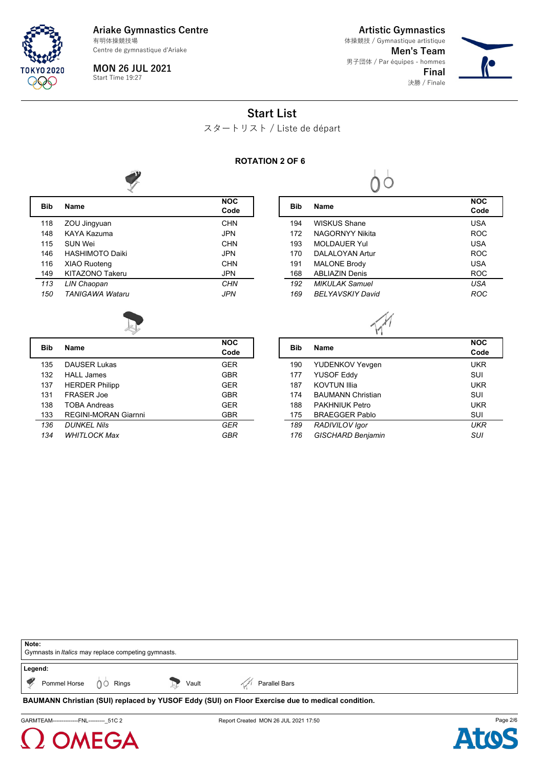Ariake Gymnastics Centre
有明体操競技場
Centre de gymnastique d'Ariake

**MON 26 JUL 2021**
Start Time 19:27

**Artistic Gymnastics**
体操競技 / Gymnastique artistique
**Men's Team**
男子団体 / Par équipes - hommes
**Final**
決勝 / Finale

# Start List
スタートリスト / Liste de départ

**ROTATION 2 OF 6**

### Pommel Horse

| Bib | Name | NOC Code |
|---|---|---|
| 118 | ZOU Jingyuan | CHN |
| 148 | KAYA Kazuma | JPN |
| 115 | SUN Wei | CHN |
| 146 | HASHIMOTO Daiki | JPN |
| 116 | XIAO Ruoteng | CHN |
| 149 | KITAZONO Takeru | JPN |
| *113* | *LIN Chaopan* | *CHN* |
| *150* | *TANIGAWA Wataru* | *JPN* |

### Rings

| Bib | Name | NOC Code |
|---|---|---|
| 194 | WISKUS Shane | USA |
| 172 | NAGORNYY Nikita | ROC |
| 193 | MOLDAUER Yul | USA |
| 170 | DALALOYAN Artur | ROC |
| 191 | MALONE Brody | USA |
| 168 | ABLIAZIN Denis | ROC |
| *192* | *MIKULAK Samuel* | *USA* |
| *169* | *BELYAVSKIY David* | *ROC* |

### Vault

| Bib | Name | NOC Code |
|---|---|---|
| 135 | DAUSER Lukas | GER |
| 132 | HALL James | GBR |
| 137 | HERDER Philipp | GER |
| 131 | FRASER Joe | GBR |
| 138 | TOBA Andreas | GER |
| 133 | REGINI-MORAN Giarnni | GBR |
| *136* | *DUNKEL Nils* | *GER* |
| *134* | *WHITLOCK Max* | *GBR* |

### Parallel Bars

| Bib | Name | NOC Code |
|---|---|---|
| 190 | YUDENKOV Yevgen | UKR |
| 177 | YUSOF Eddy | SUI |
| 187 | KOVTUN Illia | UKR |
| 174 | BAUMANN Christian | SUI |
| 188 | PAKHNIUK Petro | UKR |
| 175 | BRAEGGER Pablo | SUI |
| *189* | *RADIVILOV Igor* | *UKR* |
| *176* | *GISCHARD Benjamin* | *SUI* |

**Note:**
Gymnasts in *Italics* may replace competing gymnasts.

**Legend:**
Pommel Horse   Rings   Vault   Parallel Bars

**BAUMANN Christian (SUI) replaced by YUSOF Eddy (SUI) on Floor Exercise due to medical condition.**

GARMTEAM--------------FNL---------_51C 2    Report Created MON 26 JUL 2021 17:50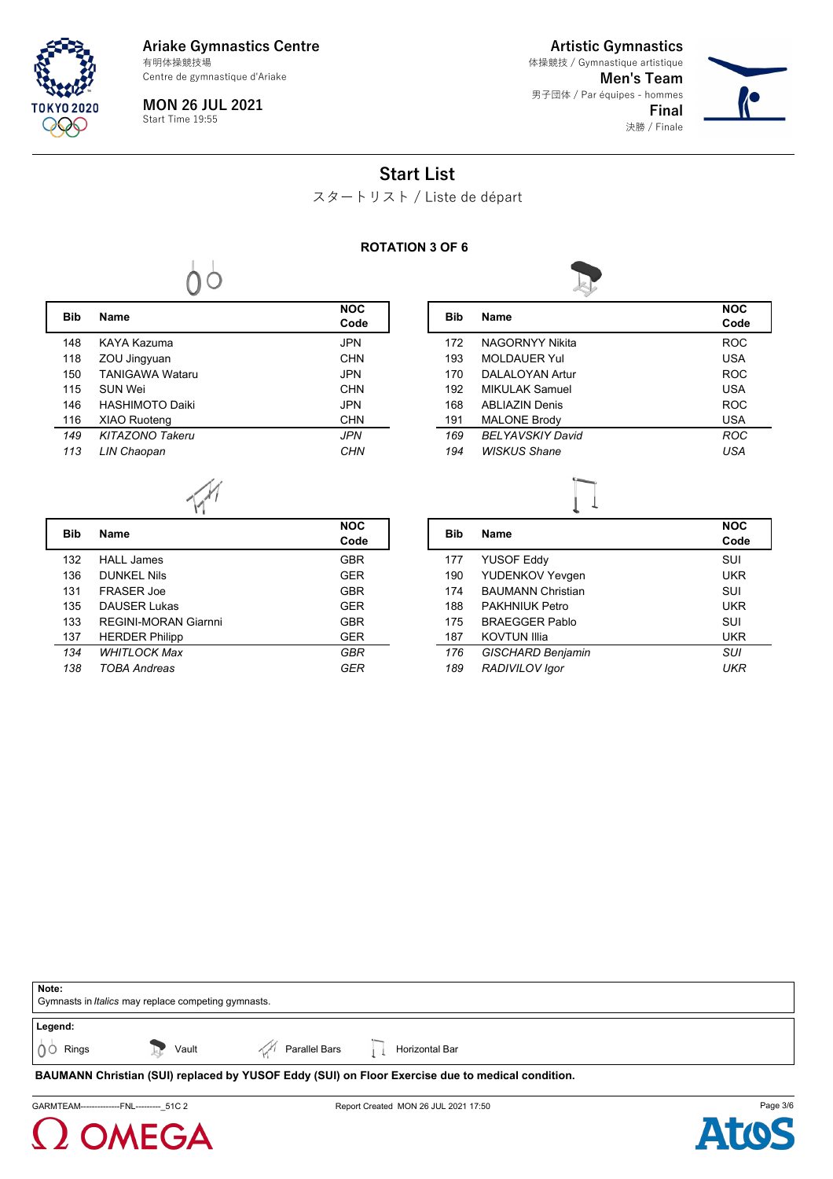Ariake Gymnastics Centre
有明体操競技場
Centre de gymnastique d'Ariake

MON 26 JUL 2021
Start Time 19:55

Artistic Gymnastics
体操競技 / Gymnastique artistique
Men's Team
男子団体 / Par équipes - hommes
Final
決勝 / Finale

# Start List

スタートリスト / Liste de départ

**ROTATION 3 OF 6**

### Rings

| Bib | Name | NOC Code |
|---|---|---|
| 148 | KAYA Kazuma | JPN |
| 118 | ZOU Jingyuan | CHN |
| 150 | TANIGAWA Wataru | JPN |
| 115 | SUN Wei | CHN |
| 146 | HASHIMOTO Daiki | JPN |
| 116 | XIAO Ruoteng | CHN |
| *149* | *KITAZONO Takeru* | *JPN* |
| *113* | *LIN Chaopan* | *CHN* |

### Vault

| Bib | Name | NOC Code |
|---|---|---|
| 172 | NAGORNYY Nikita | ROC |
| 193 | MOLDAUER Yul | USA |
| 170 | DALALOYAN Artur | ROC |
| 192 | MIKULAK Samuel | USA |
| 168 | ABLIAZIN Denis | ROC |
| 191 | MALONE Brody | USA |
| *169* | *BELYAVSKIY David* | *ROC* |
| *194* | *WISKUS Shane* | *USA* |

### Parallel Bars

| Bib | Name | NOC Code |
|---|---|---|
| 132 | HALL James | GBR |
| 136 | DUNKEL Nils | GER |
| 131 | FRASER Joe | GBR |
| 135 | DAUSER Lukas | GER |
| 133 | REGINI-MORAN Giarnni | GBR |
| 137 | HERDER Philipp | GER |
| *134* | *WHITLOCK Max* | *GBR* |
| *138* | *TOBA Andreas* | *GER* |

### Horizontal Bar

| Bib | Name | NOC Code |
|---|---|---|
| 177 | YUSOF Eddy | SUI |
| 190 | YUDENKOV Yevgen | UKR |
| 174 | BAUMANN Christian | SUI |
| 188 | PAKHNIUK Petro | UKR |
| 175 | BRAEGGER Pablo | SUI |
| 187 | KOVTUN Illia | UKR |
| *176* | *GISCHARD Benjamin* | *SUI* |
| *189* | *RADIVILOV Igor* | *UKR* |

**Note:**
Gymnasts in *Italics* may replace competing gymnasts.

**Legend:**
Rings — Vault — Parallel Bars — Horizontal Bar

**BAUMANN Christian (SUI) replaced by YUSOF Eddy (SUI) on Floor Exercise due to medical condition.**

GARMTEAM--------------FNL---------_51C 2 — Report Created MON 26 JUL 2021 17:50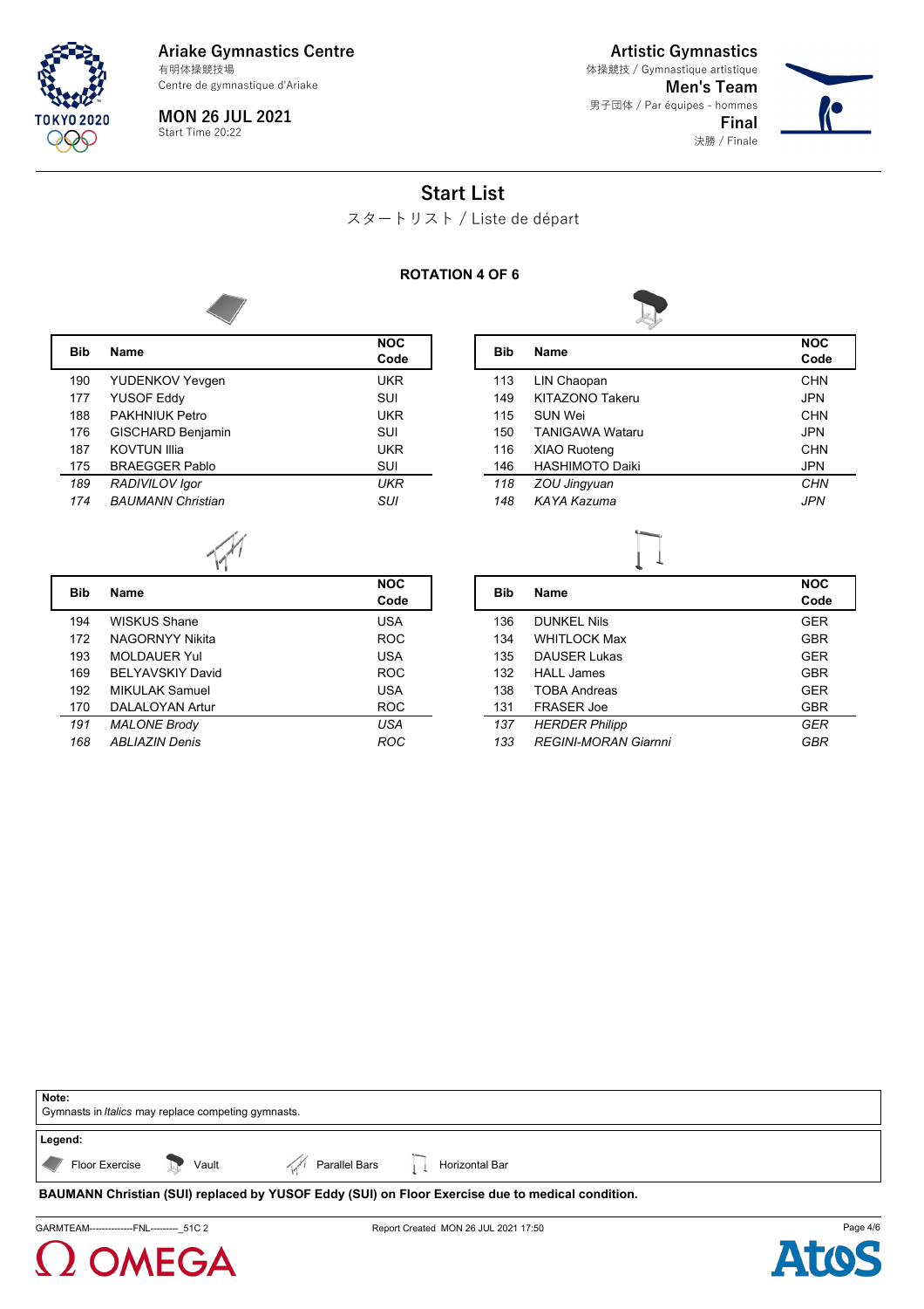Ariake Gymnastics Centre
有明体操競技場
Centre de gymnastique d'Ariake

MON 26 JUL 2021
Start Time 20:22

Artistic Gymnastics
体操競技 / Gymnastique artistique
Men's Team
男子団体 / Par équipes - hommes
Final
決勝 / Finale

# Start List

スタートリスト / Liste de départ

## ROTATION 4 OF 6

### Floor Exercise

| Bib | Name | NOC Code |
|---|---|---|
| 190 | YUDENKOV Yevgen | UKR |
| 177 | YUSOF Eddy | SUI |
| 188 | PAKHNIUK Petro | UKR |
| 176 | GISCHARD Benjamin | SUI |
| 187 | KOVTUN Illia | UKR |
| 175 | BRAEGGER Pablo | SUI |
| *189* | *RADIVILOV Igor* | *UKR* |
| *174* | *BAUMANN Christian* | *SUI* |

### Vault

| Bib | Name | NOC Code |
|---|---|---|
| 113 | LIN Chaopan | CHN |
| 149 | KITAZONO Takeru | JPN |
| 115 | SUN Wei | CHN |
| 150 | TANIGAWA Wataru | JPN |
| 116 | XIAO Ruoteng | CHN |
| 146 | HASHIMOTO Daiki | JPN |
| *118* | *ZOU Jingyuan* | *CHN* |
| *148* | *KAYA Kazuma* | *JPN* |

### Parallel Bars

| Bib | Name | NOC Code |
|---|---|---|
| 194 | WISKUS Shane | USA |
| 172 | NAGORNYY Nikita | ROC |
| 193 | MOLDAUER Yul | USA |
| 169 | BELYAVSKIY David | ROC |
| 192 | MIKULAK Samuel | USA |
| 170 | DALALOYAN Artur | ROC |
| *191* | *MALONE Brody* | *USA* |
| *168* | *ABLIAZIN Denis* | *ROC* |

### Horizontal Bar

| Bib | Name | NOC Code |
|---|---|---|
| 136 | DUNKEL Nils | GER |
| 134 | WHITLOCK Max | GBR |
| 135 | DAUSER Lukas | GER |
| 132 | HALL James | GBR |
| 138 | TOBA Andreas | GER |
| 131 | FRASER Joe | GBR |
| *137* | *HERDER Philipp* | *GER* |
| *133* | *REGINI-MORAN Giarnni* | *GBR* |

**Note:**
Gymnasts in *Italics* may replace competing gymnasts.

**Legend:**
Floor Exercise, Vault, Parallel Bars, Horizontal Bar

**BAUMANN Christian (SUI) replaced by YUSOF Eddy (SUI) on Floor Exercise due to medical condition.**

GARMTEAM--------------FNL---------_51C 2 Report Created MON 26 JUL 2021 17:50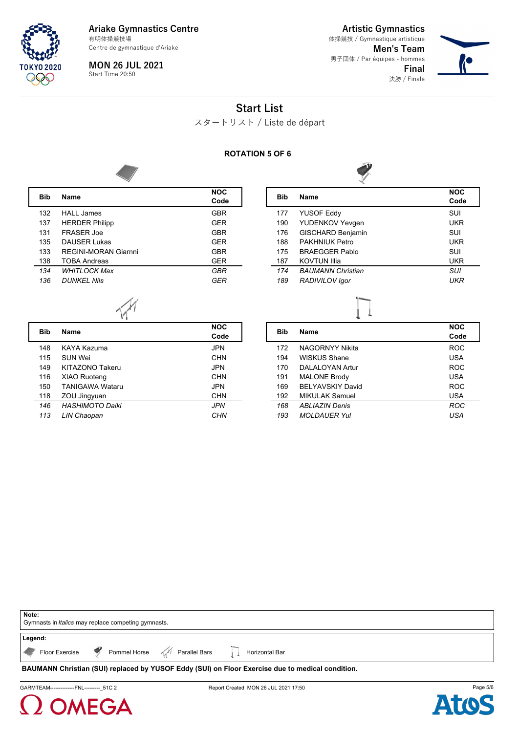Ariake Gymnastics Centre
有明体操競技場
Centre de gymnastique d'Ariake

MON 26 JUL 2021
Start Time 20:50

Artistic Gymnastics
体操競技 / Gymnastique artistique
Men's Team
男子団体 / Par équipes - hommes
Final
決勝 / Finale

# Start List

スタートリスト / Liste de départ

**ROTATION 5 OF 6**

**Floor Exercise**

| Bib | Name | NOC Code |
|---|---|---|
| 132 | HALL James | GBR |
| 137 | HERDER Philipp | GER |
| 131 | FRASER Joe | GBR |
| 135 | DAUSER Lukas | GER |
| 133 | REGINI-MORAN Giarnni | GBR |
| 138 | TOBA Andreas | GER |
| *134* | *WHITLOCK Max* | *GBR* |
| *136* | *DUNKEL Nils* | *GER* |

**Pommel Horse**

| Bib | Name | NOC Code |
|---|---|---|
| 177 | YUSOF Eddy | SUI |
| 190 | YUDENKOV Yevgen | UKR |
| 176 | GISCHARD Benjamin | SUI |
| 188 | PAKHNIUK Petro | UKR |
| 175 | BRAEGGER Pablo | SUI |
| 187 | KOVTUN Illia | UKR |
| *174* | *BAUMANN Christian* | *SUI* |
| *189* | *RADIVILOV Igor* | *UKR* |

**Parallel Bars**

| Bib | Name | NOC Code |
|---|---|---|
| 148 | KAYA Kazuma | JPN |
| 115 | SUN Wei | CHN |
| 149 | KITAZONO Takeru | JPN |
| 116 | XIAO Ruoteng | CHN |
| 150 | TANIGAWA Wataru | JPN |
| 118 | ZOU Jingyuan | CHN |
| *146* | *HASHIMOTO Daiki* | *JPN* |
| *113* | *LIN Chaopan* | *CHN* |

**Horizontal Bar**

| Bib | Name | NOC Code |
|---|---|---|
| 172 | NAGORNYY Nikita | ROC |
| 194 | WISKUS Shane | USA |
| 170 | DALALOYAN Artur | ROC |
| 191 | MALONE Brody | USA |
| 169 | BELYAVSKIY David | ROC |
| 192 | MIKULAK Samuel | USA |
| *168* | *ABLIAZIN Denis* | *ROC* |
| *193* | *MOLDAUER Yul* | *USA* |

**Note:**
Gymnasts in *Italics* may replace competing gymnasts.

**Legend:**
Floor Exercise — Pommel Horse — Parallel Bars — Horizontal Bar

**BAUMANN Christian (SUI) replaced by YUSOF Eddy (SUI) on Floor Exercise due to medical condition.**

GARMTEAM--------------FNL---------_51C 2 — Report Created MON 26 JUL 2021 17:50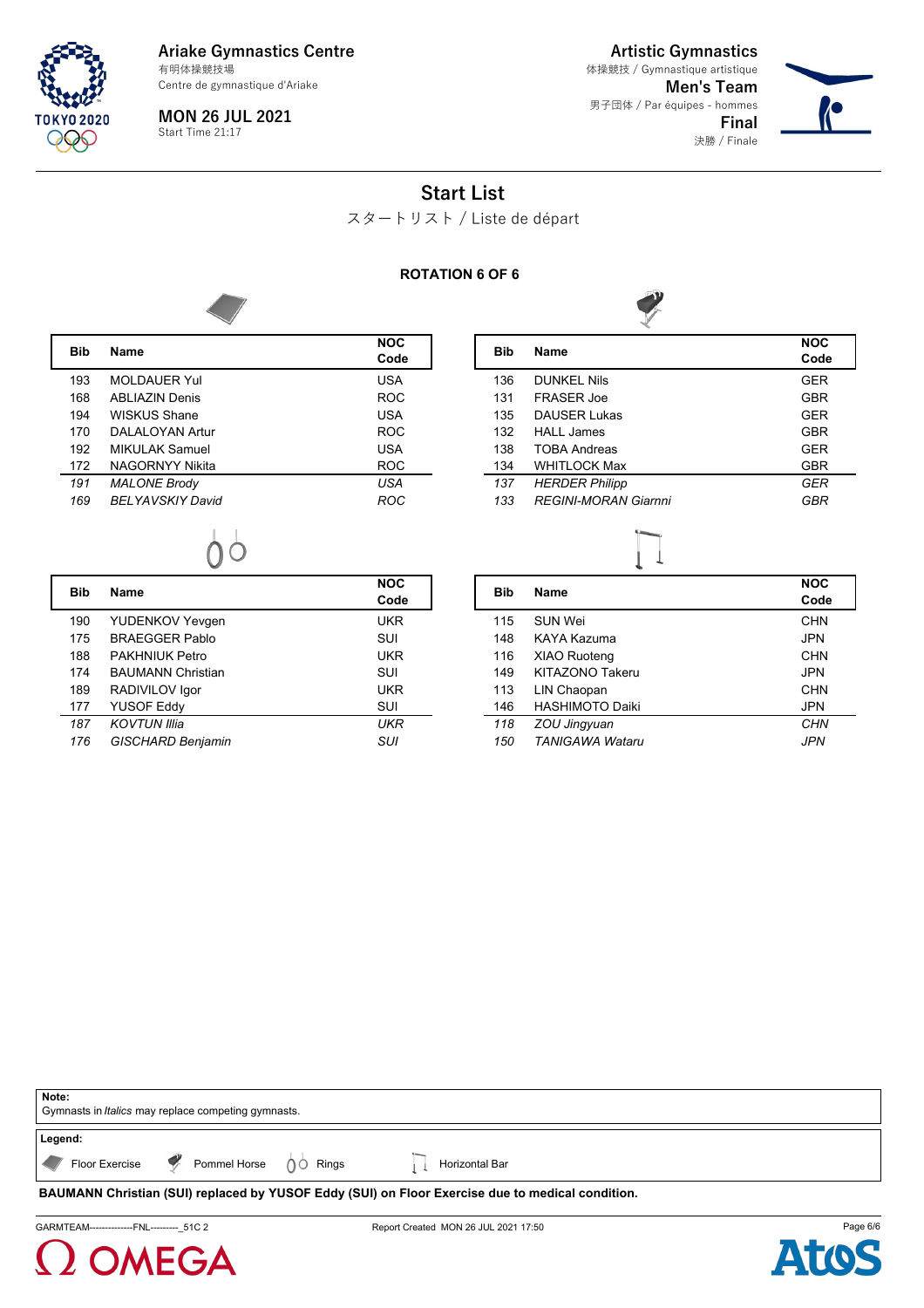Ariake Gymnastics Centre
有明体操競技場
Centre de gymnastique d'Ariake

MON 26 JUL 2021
Start Time 21:17

Artistic Gymnastics
体操競技 / Gymnastique artistique
Men's Team
男子団体 / Par équipes - hommes
Final
決勝 / Finale

# Start List

スタートリスト / Liste de départ

**ROTATION 6 OF 6**

Floor Exercise

| Bib | Name | NOC Code |
|---|---|---|
| 193 | MOLDAUER Yul | USA |
| 168 | ABLIAZIN Denis | ROC |
| 194 | WISKUS Shane | USA |
| 170 | DALALOYAN Artur | ROC |
| 192 | MIKULAK Samuel | USA |
| 172 | NAGORNYY Nikita | ROC |
| *191* | *MALONE Brody* | *USA* |
| *169* | *BELYAVSKIY David* | *ROC* |

Pommel Horse

| Bib | Name | NOC Code |
|---|---|---|
| 136 | DUNKEL Nils | GER |
| 131 | FRASER Joe | GBR |
| 135 | DAUSER Lukas | GER |
| 132 | HALL James | GBR |
| 138 | TOBA Andreas | GER |
| 134 | WHITLOCK Max | GBR |
| *137* | *HERDER Philipp* | *GER* |
| *133* | *REGINI-MORAN Giarnni* | *GBR* |

Rings

| Bib | Name | NOC Code |
|---|---|---|
| 190 | YUDENKOV Yevgen | UKR |
| 175 | BRAEGGER Pablo | SUI |
| 188 | PAKHNIUK Petro | UKR |
| 174 | BAUMANN Christian | SUI |
| 189 | RADIVILOV Igor | UKR |
| 177 | YUSOF Eddy | SUI |
| *187* | *KOVTUN Illia* | *UKR* |
| *176* | *GISCHARD Benjamin* | *SUI* |

Horizontal Bar

| Bib | Name | NOC Code |
|---|---|---|
| 115 | SUN Wei | CHN |
| 148 | KAYA Kazuma | JPN |
| 116 | XIAO Ruoteng | CHN |
| 149 | KITAZONO Takeru | JPN |
| 113 | LIN Chaopan | CHN |
| 146 | HASHIMOTO Daiki | JPN |
| *118* | *ZOU Jingyuan* | *CHN* |
| *150* | *TANIGAWA Wataru* | *JPN* |

**Note:**
Gymnasts in *Italics* may replace competing gymnasts.

**Legend:**
Floor Exercise   Pommel Horse   Rings   Horizontal Bar

**BAUMANN Christian (SUI) replaced by YUSOF Eddy (SUI) on Floor Exercise due to medical condition.**

GARMTEAM--------------FNL---------_51C 2    Report Created MON 26 JUL 2021 17:50